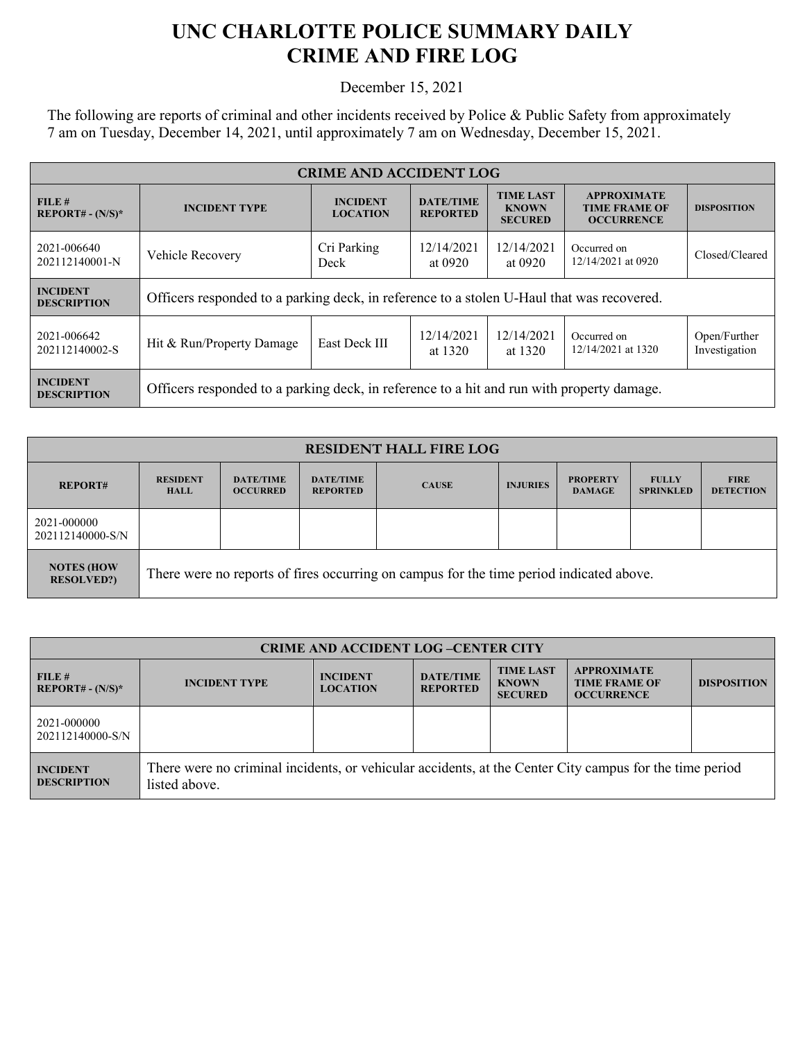# UNC CHARLOTTE POLICE SUMMARY DAILY CRIME AND FIRE LOG

December 15, 2021

The following are reports of criminal and other incidents received by Police & Public Safety from approximately 7 am on Tuesday, December 14, 2021, until approximately 7 am on Wednesday, December 15, 2021.

| CRIME AND ACCIDENT LOG | | | | | | |
|---|---|---|---|---|---|---|
| **FILE # REPORT# - (N/S)*** | **INCIDENT TYPE** | **INCIDENT LOCATION** | **DATE/TIME REPORTED** | **TIME LAST KNOWN SECURED** | **APPROXIMATE TIME FRAME OF OCCURRENCE** | **DISPOSITION** |
| 2021-006640 202112140001-N | Vehicle Recovery | Cri Parking Deck | 12/14/2021 at 0920 | 12/14/2021 at 0920 | Occurred on 12/14/2021 at 0920 | Closed/Cleared |
| **INCIDENT DESCRIPTION** | Officers responded to a parking deck, in reference to a stolen U-Haul that was recovered. | | | | | |
| 2021-006642 202112140002-S | Hit & Run/Property Damage | East Deck III | 12/14/2021 at 1320 | 12/14/2021 at 1320 | Occurred on 12/14/2021 at 1320 | Open/Further Investigation |
| **INCIDENT DESCRIPTION** | Officers responded to a parking deck, in reference to a hit and run with property damage. | | | | | |

| RESIDENT HALL FIRE LOG | | | | | | | | |
|---|---|---|---|---|---|---|---|---|
| **REPORT#** | **RESIDENT HALL** | **DATE/TIME OCCURRED** | **DATE/TIME REPORTED** | **CAUSE** | **INJURIES** | **PROPERTY DAMAGE** | **FULLY SPRINKLED** | **FIRE DETECTION** |
| 2021-000000 202112140000-S/N | | | | | | | | |
| **NOTES (HOW RESOLVED?)** | There were no reports of fires occurring on campus for the time period indicated above. | | | | | | | |

| CRIME AND ACCIDENT LOG –CENTER CITY | | | | | | |
|---|---|---|---|---|---|---|
| **FILE # REPORT# - (N/S)*** | **INCIDENT TYPE** | **INCIDENT LOCATION** | **DATE/TIME REPORTED** | **TIME LAST KNOWN SECURED** | **APPROXIMATE TIME FRAME OF OCCURRENCE** | **DISPOSITION** |
| 2021-000000 202112140000-S/N | | | | | | |
| **INCIDENT DESCRIPTION** | There were no criminal incidents, or vehicular accidents, at the Center City campus for the time period listed above. | | | | | |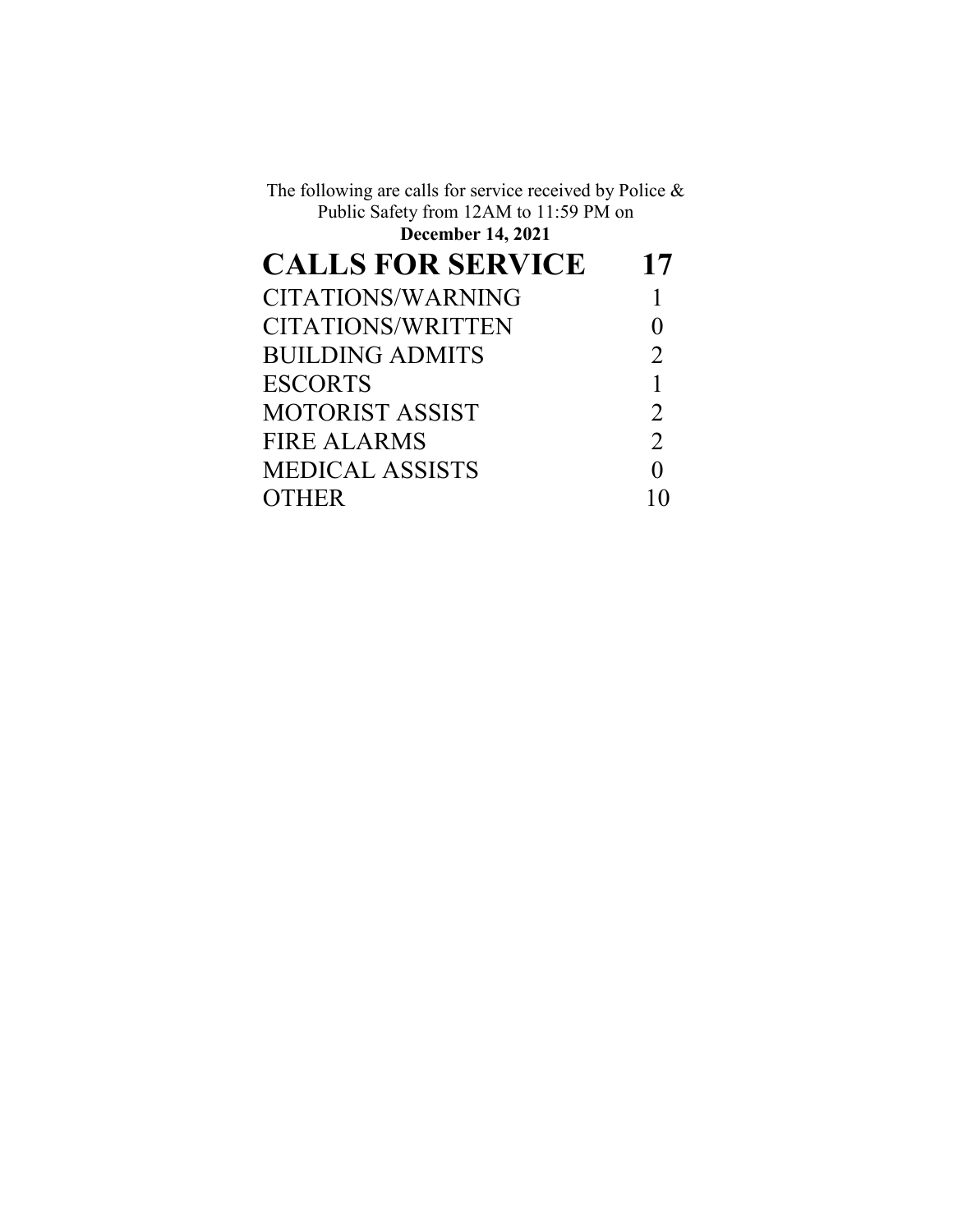The following are calls for service received by Police & Public Safety from 12AM to 11:59 PM on

**December 14, 2021**

| | |
|---|---|
| **CALLS FOR SERVICE** | **17** |
| CITATIONS/WARNING | 1 |
| CITATIONS/WRITTEN | 0 |
| BUILDING ADMITS | 2 |
| ESCORTS | 1 |
| MOTORIST ASSIST | 2 |
| FIRE ALARMS | 2 |
| MEDICAL ASSISTS | 0 |
| OTHER | 10 |